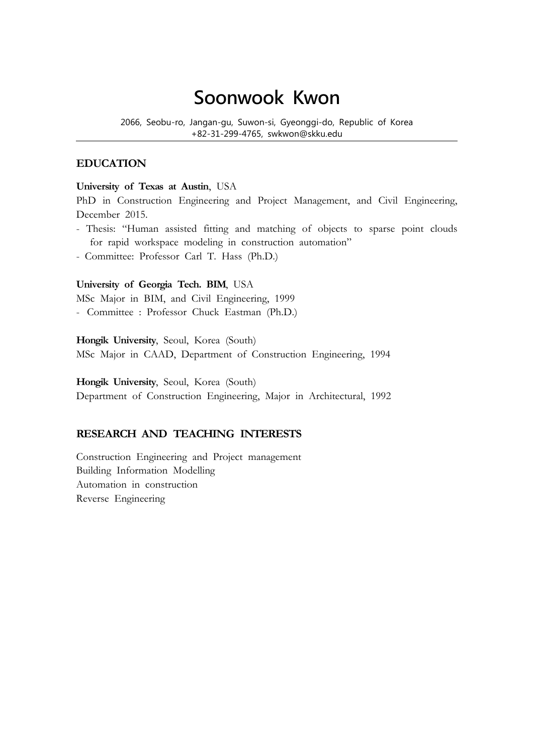# Soonwook Kwon

2066, Seobu-ro, Jangan-gu, Suwon-si, Gyeonggi-do, Republic of Korea
+82-31-299-4765, swkwon@skku.edu

## EDUCATION

**University of Texas at Austin**, USA
PhD in Construction Engineering and Project Management, and Civil Engineering, December 2015.

- Thesis: "Human assisted fitting and matching of objects to sparse point clouds for rapid workspace modeling in construction automation"
- Committee: Professor Carl T. Hass (Ph.D.)

**University of Georgia Tech. BIM**, USA
MSc Major in BIM, and Civil Engineering, 1999

- Committee : Professor Chuck Eastman (Ph.D.)

**Hongik University**, Seoul, Korea (South)
MSc Major in CAAD, Department of Construction Engineering, 1994

**Hongik University**, Seoul, Korea (South)
Department of Construction Engineering, Major in Architectural, 1992

## RESEARCH AND TEACHING INTERESTS

Construction Engineering and Project management
Building Information Modelling
Automation in construction
Reverse Engineering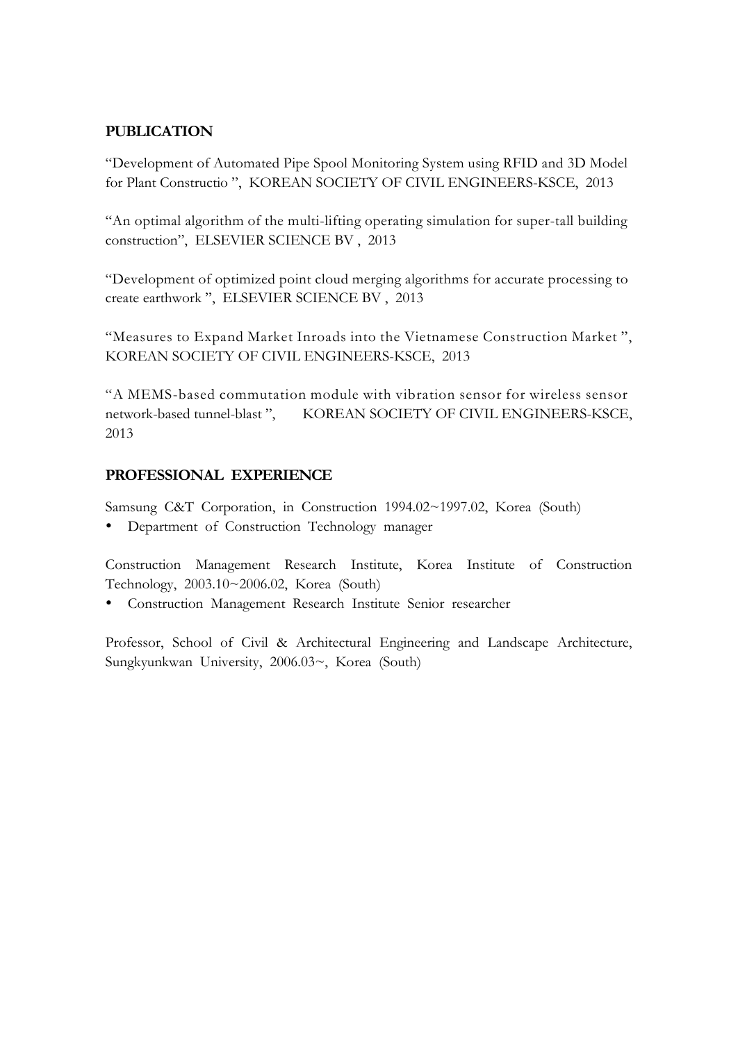## PUBLICATION

"Development of Automated Pipe Spool Monitoring System using RFID and 3D Model for Plant Constructio ", KOREAN SOCIETY OF CIVIL ENGINEERS-KSCE, 2013

"An optimal algorithm of the multi-lifting operating simulation for super-tall building construction", ELSEVIER SCIENCE BV , 2013

"Development of optimized point cloud merging algorithms for accurate processing to create earthwork ", ELSEVIER SCIENCE BV , 2013

"Measures to Expand Market Inroads into the Vietnamese Construction Market ", KOREAN SOCIETY OF CIVIL ENGINEERS-KSCE, 2013

"A MEMS-based commutation module with vibration sensor for wireless sensor network-based tunnel-blast ", KOREAN SOCIETY OF CIVIL ENGINEERS-KSCE, 2013

## PROFESSIONAL EXPERIENCE

Samsung C&T Corporation, in Construction 1994.02~1997.02, Korea (South)

- Department of Construction Technology manager

Construction Management Research Institute, Korea Institute of Construction Technology, 2003.10~2006.02, Korea (South)

- Construction Management Research Institute Senior researcher

Professor, School of Civil & Architectural Engineering and Landscape Architecture, Sungkyunkwan University, 2006.03~, Korea (South)